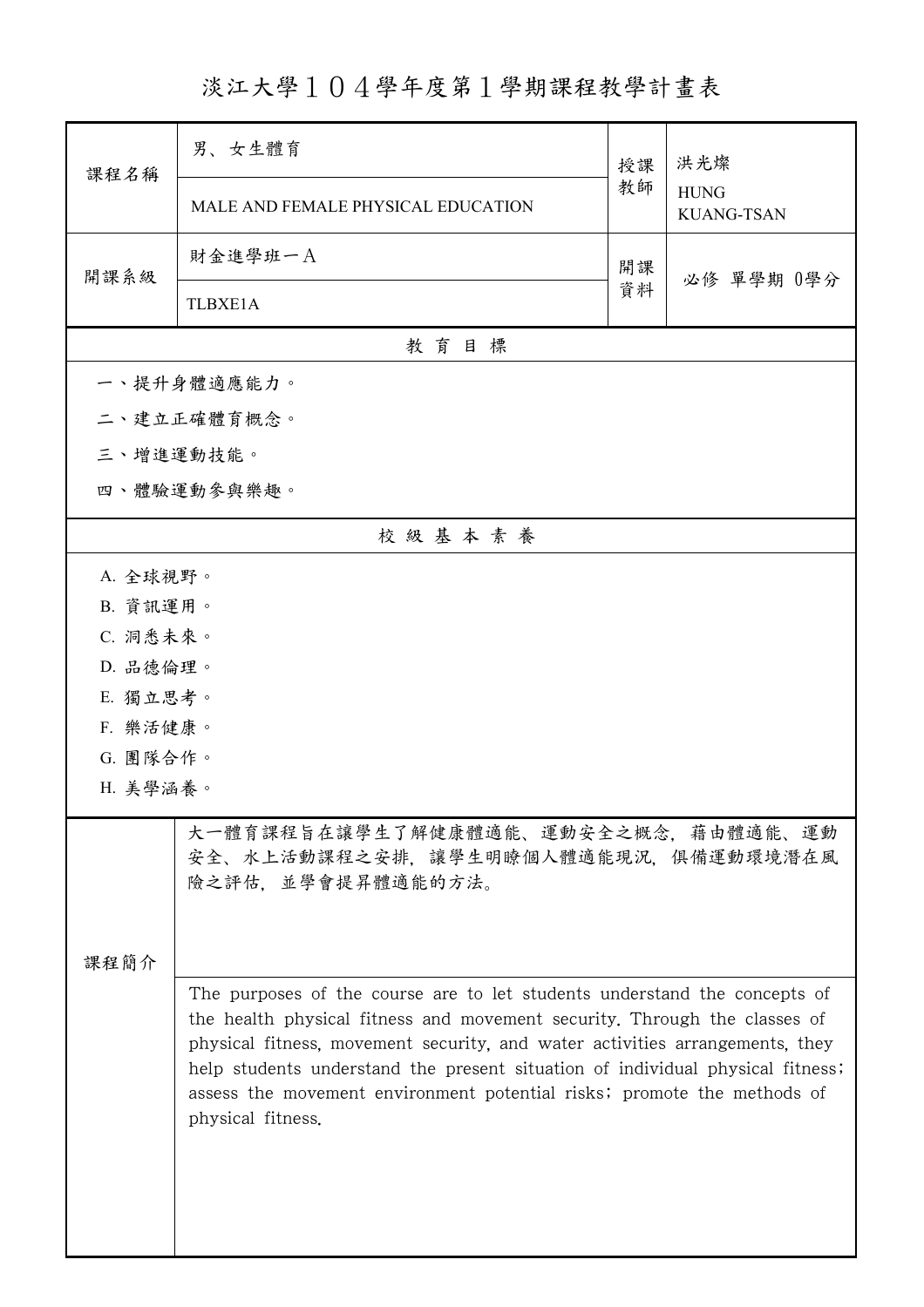# 淡江大學１０４學年度第１學期課程教學計畫表

| 課程名稱 | 男、女生體育 | 授課教師 | 洪光燦 |
|---|---|---|---|
| | MALE AND FEMALE PHYSICAL EDUCATION | | HUNG KUANG-TSAN |
| 開課系級 | 財金進學班一Ａ | 開課資料 | 必修 單學期 0學分 |
| | TLBXE1A | | |

## 教 育 目 標

一、提升身體適應能力。

二、建立正確體育概念。

三、增進運動技能。

四、體驗運動參與樂趣。

## 校 級 基 本 素 養

A. 全球視野。

B. 資訊運用。

C. 洞悉未來。

D. 品德倫理。

E. 獨立思考。

F. 樂活健康。

G. 團隊合作。

H. 美學涵養。

## 課程簡介

大一體育課程旨在讓學生了解健康體適能、運動安全之概念，藉由體適能、運動安全、水上活動課程之安排，讓學生明瞭個人體適能現況，俱備運動環境潛在風險之評估，並學會提昇體適能的方法。

The purposes of the course are to let students understand the concepts of the health physical fitness and movement security. Through the classes of physical fitness, movement security, and water activities arrangements, they help students understand the present situation of individual physical fitness; assess the movement environment potential risks; promote the methods of physical fitness.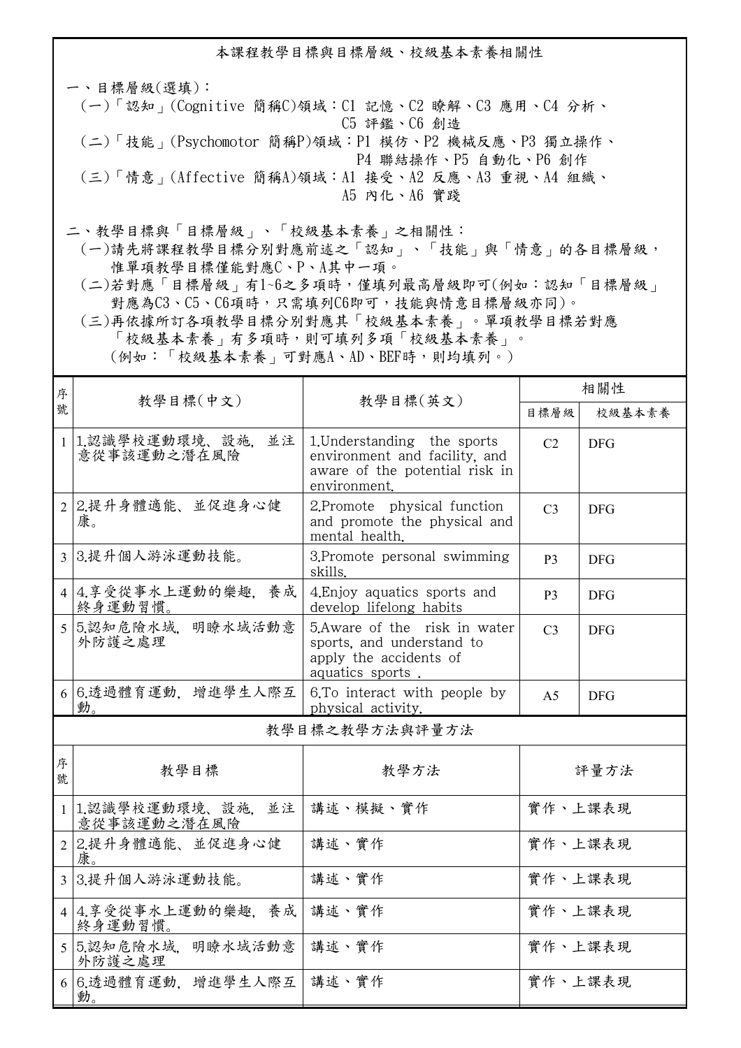## 本課程教學目標與目標層級、校級基本素養相關性

一、目標層級(選填)：

(一)「認知」(Cognitive 簡稱C)領域：C1 記憶、C2 瞭解、C3 應用、C4 分析、C5 評鑑、C6 創造

(二)「技能」(Psychomotor 簡稱P)領域：P1 模仿、P2 機械反應、P3 獨立操作、P4 聯結操作、P5 自動化、P6 創作

(三)「情意」(Affective 簡稱A)領域：A1 接受、A2 反應、A3 重視、A4 組織、A5 內化、A6 實踐

二、教學目標與「目標層級」、「校級基本素養」之相關性：

(一)請先將課程教學目標分別對應前述之「認知」、「技能」與「情意」的各目標層級，惟單項教學目標僅能對應C、P、A其中一項。

(二)若對應「目標層級」有1~6之多項時，僅填列最高層級即可(例如：認知「目標層級」對應為C3、C5、C6項時，只需填列C6即可，技能與情意目標層級亦同)。

(三)再依據所訂各項教學目標分別對應其「校級基本素養」。單項教學目標若對應「校級基本素養」有多項時，則可填列多項「校級基本素養」。

(例如：「校級基本素養」可對應A、AD、BEF時，則均填列。)

| 序號 | 教學目標(中文) | 教學目標(英文) | 相關性 | |
|---|---|---|---|---|
| | | | 目標層級 | 校級基本素養 |
| 1 | 1.認識學校運動環境、設施，並注意從事該運動之潛在風險 | 1.Understanding the sports environment and facility, and aware of the potential risk in environment. | C2 | DFG |
| 2 | 2.提升身體適能、並促進身心健康。 | 2.Promote physical function and promote the physical and mental health. | C3 | DFG |
| 3 | 3.提升個人游泳運動技能。 | 3.Promote personal swimming skills. | P3 | DFG |
| 4 | 4.享受從事水上運動的樂趣，養成終身運動習慣。 | 4.Enjoy aquatics sports and develop lifelong habits | P3 | DFG |
| 5 | 5.認知危險水域，明瞭水域活動意外防護之處理 | 5.Aware of the risk in water sports, and understand to apply the accidents of aquatics sports . | C3 | DFG |
| 6 | 6.透過體育運動，增進學生人際互動。 | 6.To interact with people by physical activity. | A5 | DFG |

## 教學目標之教學方法與評量方法

| 序號 | 教學目標 | 教學方法 | 評量方法 |
|---|---|---|---|
| 1 | 1.認識學校運動環境、設施，並注意從事該運動之潛在風險 | 講述、模擬、實作 | 實作、上課表現 |
| 2 | 2.提升身體適能、並促進身心健康。 | 講述、實作 | 實作、上課表現 |
| 3 | 3.提升個人游泳運動技能。 | 講述、實作 | 實作、上課表現 |
| 4 | 4.享受從事水上運動的樂趣，養成終身運動習慣。 | 講述、實作 | 實作、上課表現 |
| 5 | 5.認知危險水域，明瞭水域活動意外防護之處理 | 講述、實作 | 實作、上課表現 |
| 6 | 6.透過體育運動，增進學生人際互動。 | 講述、實作 | 實作、上課表現 |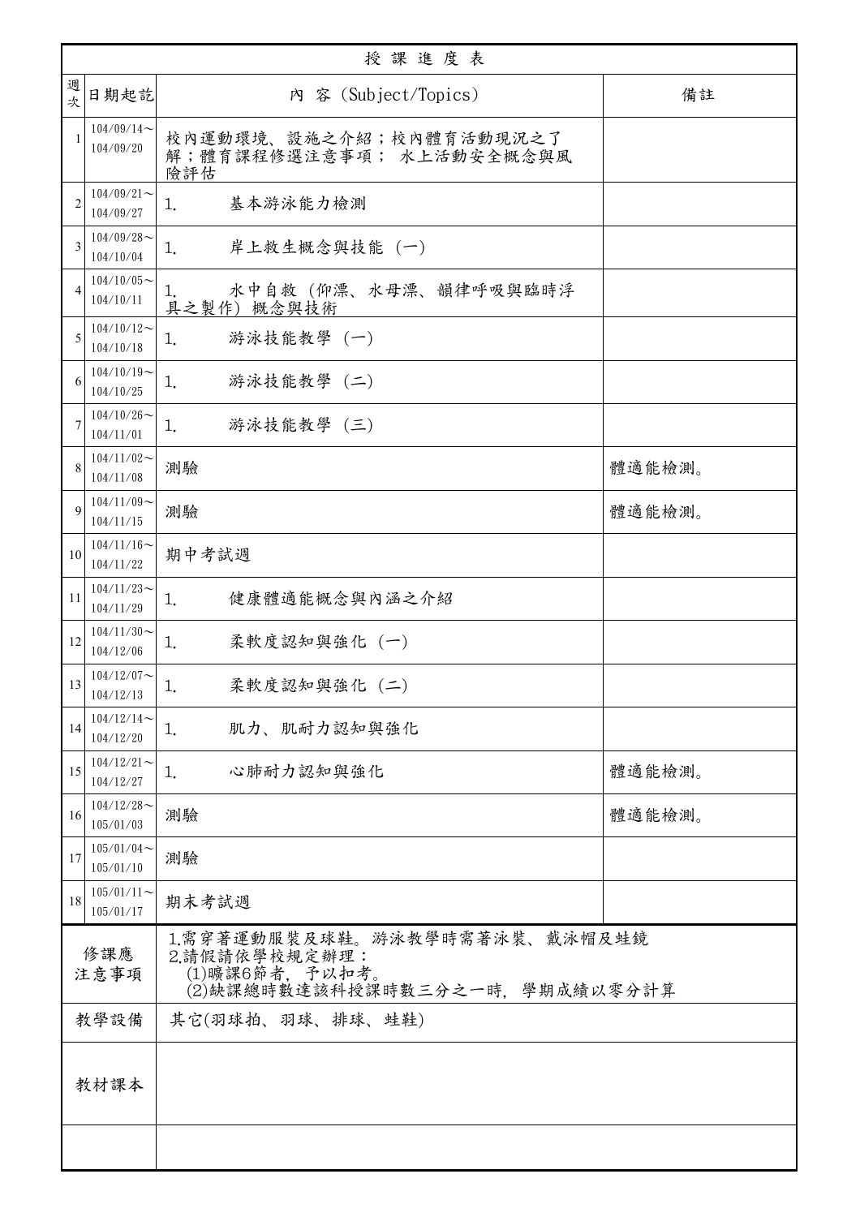# 授課進度表

| 週次 | 日期起訖 | 內 容 (Subject/Topics) | 備註 |
|---|---|---|---|
| 1 | 104/09/14～104/09/20 | 校內運動環境、設施之介紹；校內體育活動現況之了解；體育課程修選注意事項； 水上活動安全概念與風險評估 | |
| 2 | 104/09/21～104/09/27 | 1. 基本游泳能力檢測 | |
| 3 | 104/09/28～104/10/04 | 1. 岸上救生概念與技能 (一) | |
| 4 | 104/10/05～104/10/11 | 1. 水中自救 (仰漂、水母漂、韻律呼吸與臨時浮具之製作) 概念與技術 | |
| 5 | 104/10/12～104/10/18 | 1. 游泳技能教學 (一) | |
| 6 | 104/10/19～104/10/25 | 1. 游泳技能教學 (二) | |
| 7 | 104/10/26～104/11/01 | 1. 游泳技能教學 (三) | |
| 8 | 104/11/02～104/11/08 | 測驗 | 體適能檢測。 |
| 9 | 104/11/09～104/11/15 | 測驗 | 體適能檢測。 |
| 10 | 104/11/16～104/11/22 | 期中考試週 | |
| 11 | 104/11/23～104/11/29 | 1. 健康體適能概念與內涵之介紹 | |
| 12 | 104/11/30～104/12/06 | 1. 柔軟度認知與強化 (一) | |
| 13 | 104/12/07～104/12/13 | 1. 柔軟度認知與強化 (二) | |
| 14 | 104/12/14～104/12/20 | 1. 肌力、肌耐力認知與強化 | |
| 15 | 104/12/21～104/12/27 | 1. 心肺耐力認知與強化 | 體適能檢測。 |
| 16 | 104/12/28～105/01/03 | 測驗 | 體適能檢測。 |
| 17 | 105/01/04～105/01/10 | 測驗 | |
| 18 | 105/01/11～105/01/17 | 期末考試週 | |
| 修課應注意事項 | | 1.需穿著運動服裝及球鞋。游泳教學時需著泳裝、戴泳帽及蛙鏡<br>2.請假請依學校規定辦理：<br>(1)曠課6節者，予以扣考。<br>(2)缺課總時數達該科授課時數三分之一時，學期成績以零分計算 | |
| 教學設備 | | 其它(羽球拍、羽球、排球、蛙鞋) | |
| 教材課本 | | | |
| | | | |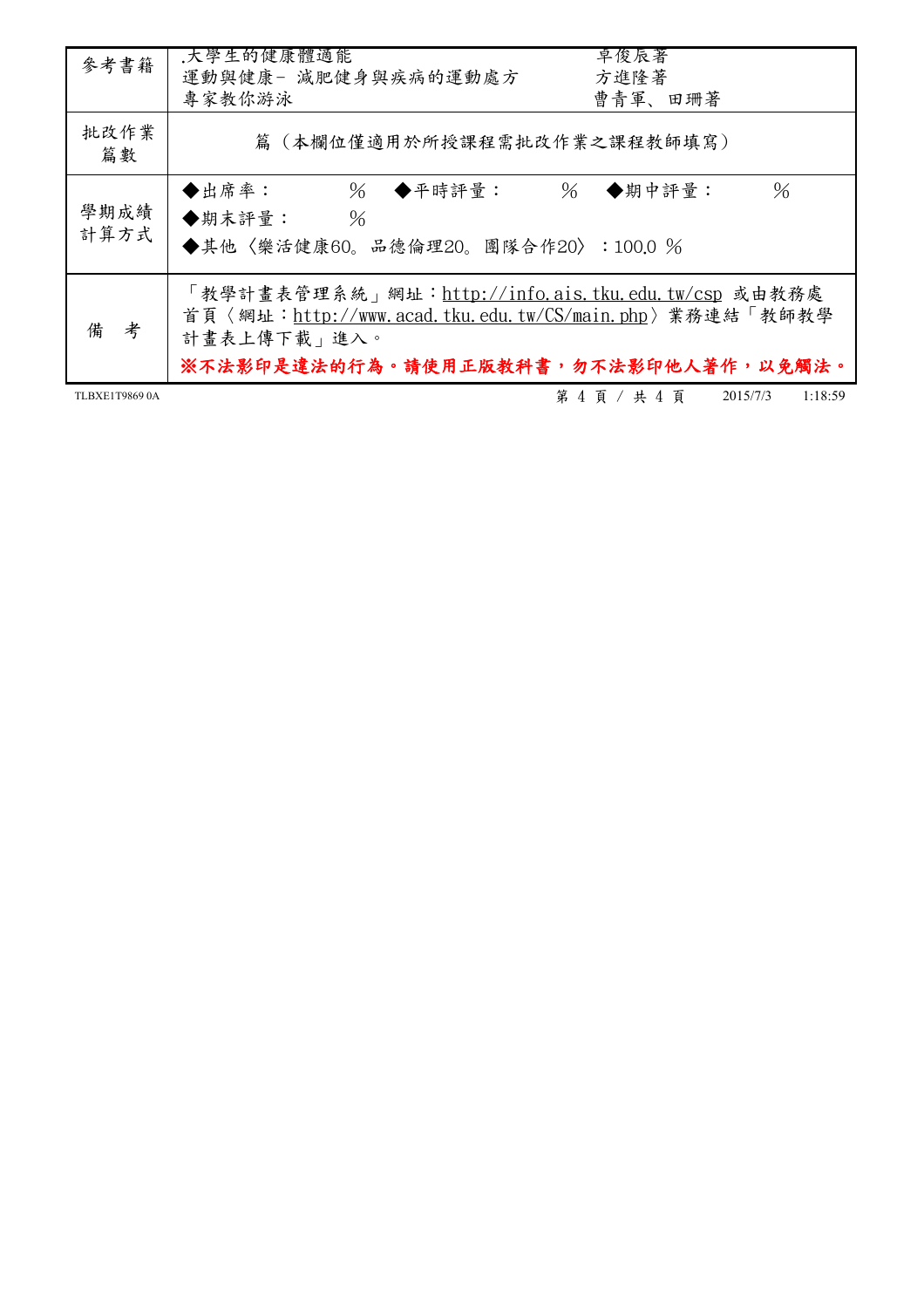| | | |
|---|---|---|
| 參考書籍 | .大學生的健康體適能<br>運動與健康－ 減肥健身與疾病的運動處方<br>專家教你游泳 | 卓俊辰著<br>方進隆著<br>曹青軍、田珊著 |
| 批改作業篇數 | 篇（本欄位僅適用於所授課程需批改作業之課程教師填寫） | |
| 學期成績計算方式 | ◆出席率：　　％　◆平時評量：　　％　◆期中評量：　　％<br>◆期末評量：　　％<br>◆其他〈樂活健康60。品德倫理20。團隊合作20〉：100.0 ％ | |
| 備　考 | 「教學計畫表管理系統」網址：http://info.ais.tku.edu.tw/csp 或由教務處首頁〈網址：http://www.acad.tku.edu.tw/CS/main.php〉業務連結「教師教學計畫表上傳下載」進入。<br>**※不法影印是違法的行為。請使用正版教科書，勿不法影印他人著作，以免觸法。** | |

TLBXE1T9869 0A　　2015/7/3　1:18:59